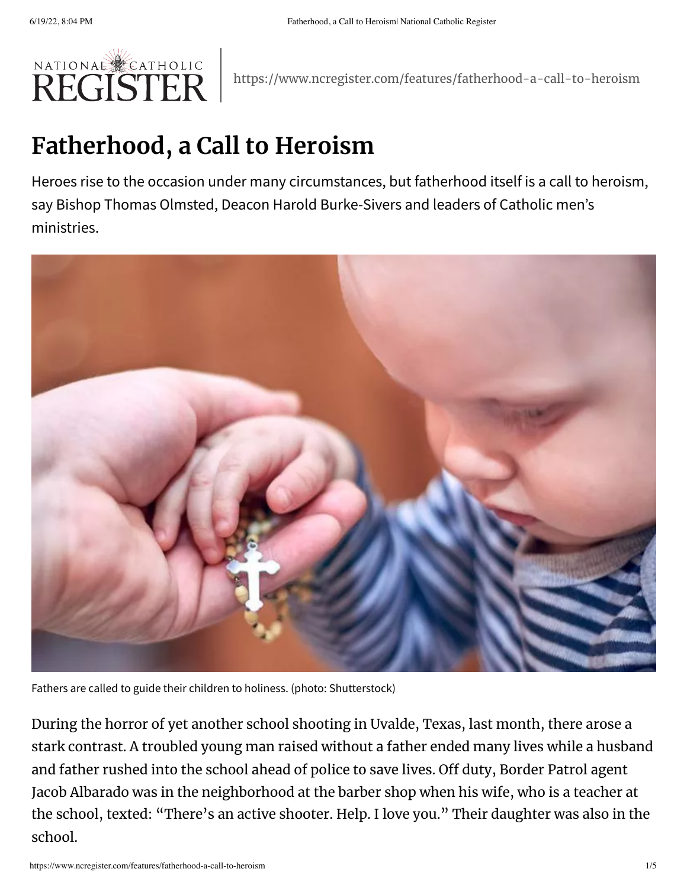# Fatherhood, a Call to Heroism

Heroes rise to the occasion under many circumstances, but fatherhood itself is a call to heroism, say Bishop Thomas Olmsted, Deacon Harold Burke-Sivers and leaders of Catholic men's ministries.

Fathers are called to guide their children to holiness. (photo: Shutterstock)

During the horror of yet another school shooting in Uvalde, Texas, last month, there arose a stark contrast. A troubled young man raised without a father ended many lives while a husband and father rushed into the school ahead of police to save lives. Off duty, Border Patrol agent Jacob Albarado was in the neighborhood at the barber shop when his wife, who is a teacher at the school, texted: "There's an active shooter. Help. I love you." Their daughter was also in the school.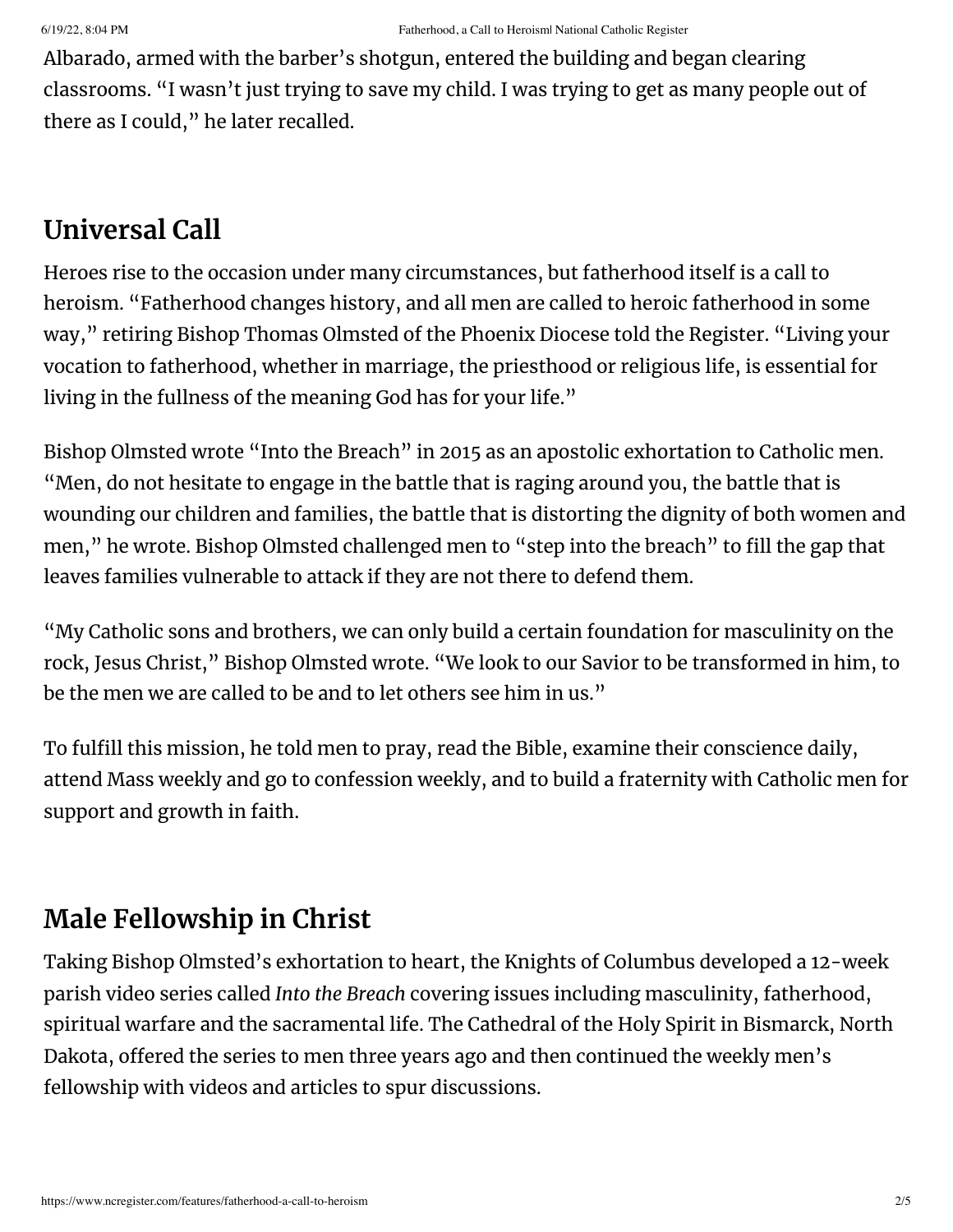Albarado, armed with the barber's shotgun, entered the building and began clearing classrooms. "I wasn't just trying to save my child. I was trying to get as many people out of there as I could," he later recalled.

## Universal Call

Heroes rise to the occasion under many circumstances, but fatherhood itself is a call to heroism. "Fatherhood changes history, and all men are called to heroic fatherhood in some way," retiring Bishop Thomas Olmsted of the Phoenix Diocese told the Register. "Living your vocation to fatherhood, whether in marriage, the priesthood or religious life, is essential for living in the fullness of the meaning God has for your life."

Bishop Olmsted wrote "Into the Breach" in 2015 as an apostolic exhortation to Catholic men. "Men, do not hesitate to engage in the battle that is raging around you, the battle that is wounding our children and families, the battle that is distorting the dignity of both women and men," he wrote. Bishop Olmsted challenged men to "step into the breach" to fill the gap that leaves families vulnerable to attack if they are not there to defend them.

"My Catholic sons and brothers, we can only build a certain foundation for masculinity on the rock, Jesus Christ," Bishop Olmsted wrote. "We look to our Savior to be transformed in him, to be the men we are called to be and to let others see him in us."

To fulfill this mission, he told men to pray, read the Bible, examine their conscience daily, attend Mass weekly and go to confession weekly, and to build a fraternity with Catholic men for support and growth in faith.

## Male Fellowship in Christ

Taking Bishop Olmsted's exhortation to heart, the Knights of Columbus developed a 12-week parish video series called *Into the Breach* covering issues including masculinity, fatherhood, spiritual warfare and the sacramental life. The Cathedral of the Holy Spirit in Bismarck, North Dakota, offered the series to men three years ago and then continued the weekly men's fellowship with videos and articles to spur discussions.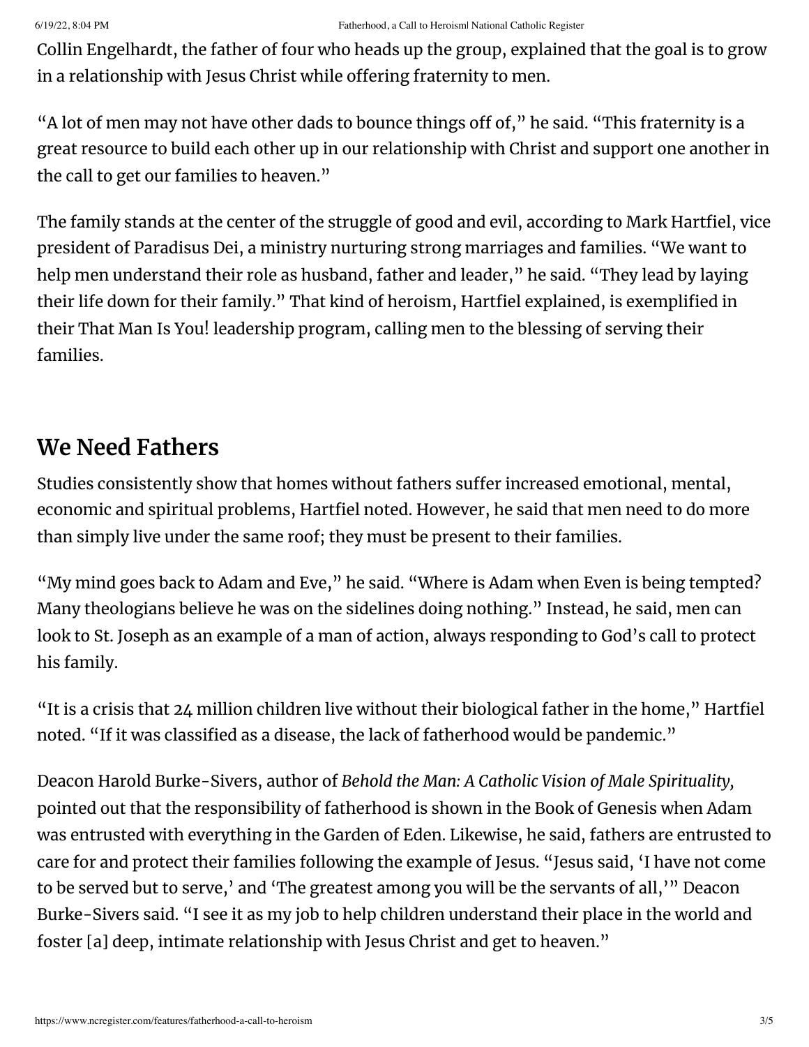Collin Engelhardt, the father of four who heads up the group, explained that the goal is to grow in a relationship with Jesus Christ while offering fraternity to men.

"A lot of men may not have other dads to bounce things off of," he said. "This fraternity is a great resource to build each other up in our relationship with Christ and support one another in the call to get our families to heaven."

The family stands at the center of the struggle of good and evil, according to Mark Hartfiel, vice president of Paradisus Dei, a ministry nurturing strong marriages and families. "We want to help men understand their role as husband, father and leader," he said. "They lead by laying their life down for their family." That kind of heroism, Hartfiel explained, is exemplified in their That Man Is You! leadership program, calling men to the blessing of serving their families.

## We Need Fathers

Studies consistently show that homes without fathers suffer increased emotional, mental, economic and spiritual problems, Hartfiel noted. However, he said that men need to do more than simply live under the same roof; they must be present to their families.

"My mind goes back to Adam and Eve," he said. "Where is Adam when Even is being tempted? Many theologians believe he was on the sidelines doing nothing." Instead, he said, men can look to St. Joseph as an example of a man of action, always responding to God's call to protect his family.

"It is a crisis that 24 million children live without their biological father in the home," Hartfiel noted. "If it was classified as a disease, the lack of fatherhood would be pandemic."

Deacon Harold Burke-Sivers, author of *Behold the Man: A Catholic Vision of Male Spirituality,* pointed out that the responsibility of fatherhood is shown in the Book of Genesis when Adam was entrusted with everything in the Garden of Eden. Likewise, he said, fathers are entrusted to care for and protect their families following the example of Jesus. "Jesus said, 'I have not come to be served but to serve,' and 'The greatest among you will be the servants of all,'" Deacon Burke-Sivers said. "I see it as my job to help children understand their place in the world and foster [a] deep, intimate relationship with Jesus Christ and get to heaven."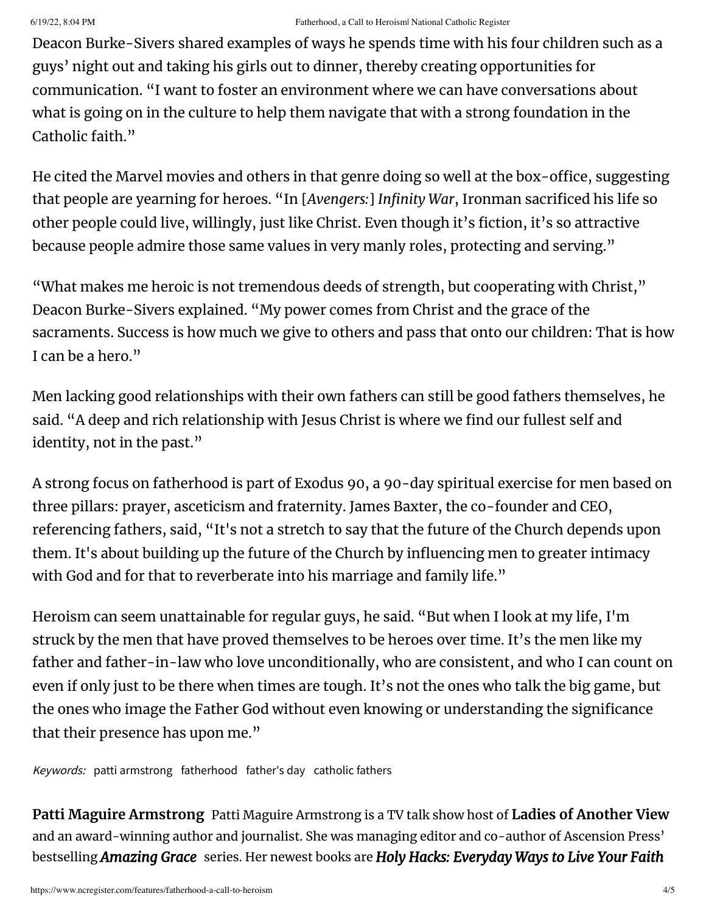Deacon Burke-Sivers shared examples of ways he spends time with his four children such as a guys' night out and taking his girls out to dinner, thereby creating opportunities for communication. "I want to foster an environment where we can have conversations about what is going on in the culture to help them navigate that with a strong foundation in the Catholic faith."

He cited the Marvel movies and others in that genre doing so well at the box-office, suggesting that people are yearning for heroes. "In [*Avengers:*] *Infinity War*, Ironman sacrificed his life so other people could live, willingly, just like Christ. Even though it's fiction, it's so attractive because people admire those same values in very manly roles, protecting and serving."

"What makes me heroic is not tremendous deeds of strength, but cooperating with Christ," Deacon Burke-Sivers explained. "My power comes from Christ and the grace of the sacraments. Success is how much we give to others and pass that onto our children: That is how I can be a hero."

Men lacking good relationships with their own fathers can still be good fathers themselves, he said. "A deep and rich relationship with Jesus Christ is where we find our fullest self and identity, not in the past."

A strong focus on fatherhood is part of Exodus 90, a 90-day spiritual exercise for men based on three pillars: prayer, asceticism and fraternity. James Baxter, the co-founder and CEO, referencing fathers, said, "It's not a stretch to say that the future of the Church depends upon them. It's about building up the future of the Church by influencing men to greater intimacy with God and for that to reverberate into his marriage and family life."

Heroism can seem unattainable for regular guys, he said. "But when I look at my life, I'm struck by the men that have proved themselves to be heroes over time. It's the men like my father and father-in-law who love unconditionally, who are consistent, and who I can count on even if only just to be there when times are tough. It's not the ones who talk the big game, but the ones who image the Father God without even knowing or understanding the significance that their presence has upon me."

*Keywords:* patti armstrong fatherhood father's day catholic fathers

**Patti Maguire Armstrong** Patti Maguire Armstrong is a TV talk show host of **Ladies of Another View** and an award-winning author and journalist. She was managing editor and co-author of Ascension Press' bestselling ***Amazing Grace*** series. Her newest books are ***Holy Hacks: Everyday Ways to Live Your Faith***